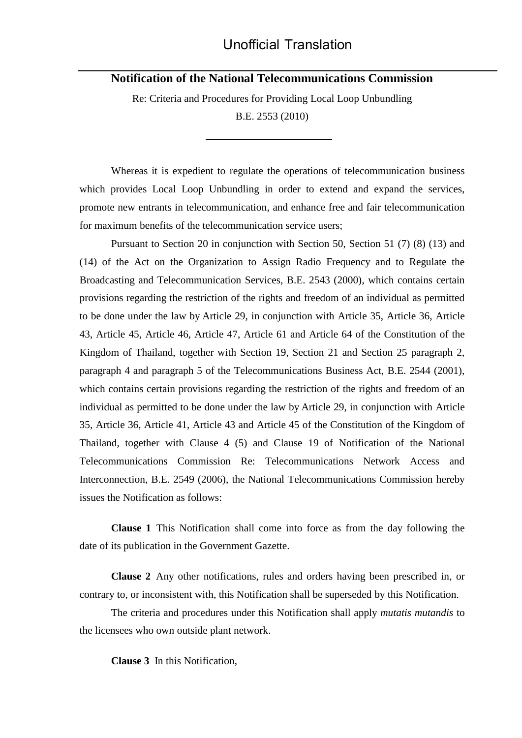Unofficial Translation

# Notification of the National Telecommunications Commission

Re: Criteria and Procedures for Providing Local Loop Unbundling

B.E. 2553 (2010)

---

Whereas it is expedient to regulate the operations of telecommunication business which provides Local Loop Unbundling in order to extend and expand the services, promote new entrants in telecommunication, and enhance free and fair telecommunication for maximum benefits of the telecommunication service users;

Pursuant to Section 20 in conjunction with Section 50, Section 51 (7) (8) (13) and (14) of the Act on the Organization to Assign Radio Frequency and to Regulate the Broadcasting and Telecommunication Services, B.E. 2543 (2000), which contains certain provisions regarding the restriction of the rights and freedom of an individual as permitted to be done under the law by Article 29, in conjunction with Article 35, Article 36, Article 43, Article 45, Article 46, Article 47, Article 61 and Article 64 of the Constitution of the Kingdom of Thailand, together with Section 19, Section 21 and Section 25 paragraph 2, paragraph 4 and paragraph 5 of the Telecommunications Business Act, B.E. 2544 (2001), which contains certain provisions regarding the restriction of the rights and freedom of an individual as permitted to be done under the law by Article 29, in conjunction with Article 35, Article 36, Article 41, Article 43 and Article 45 of the Constitution of the Kingdom of Thailand, together with Clause 4 (5) and Clause 19 of Notification of the National Telecommunications Commission Re: Telecommunications Network Access and Interconnection, B.E. 2549 (2006), the National Telecommunications Commission hereby issues the Notification as follows:

**Clause 1** This Notification shall come into force as from the day following the date of its publication in the Government Gazette.

**Clause 2** Any other notifications, rules and orders having been prescribed in, or contrary to, or inconsistent with, this Notification shall be superseded by this Notification.

The criteria and procedures under this Notification shall apply *mutatis mutandis* to the licensees who own outside plant network.

**Clause 3** In this Notification,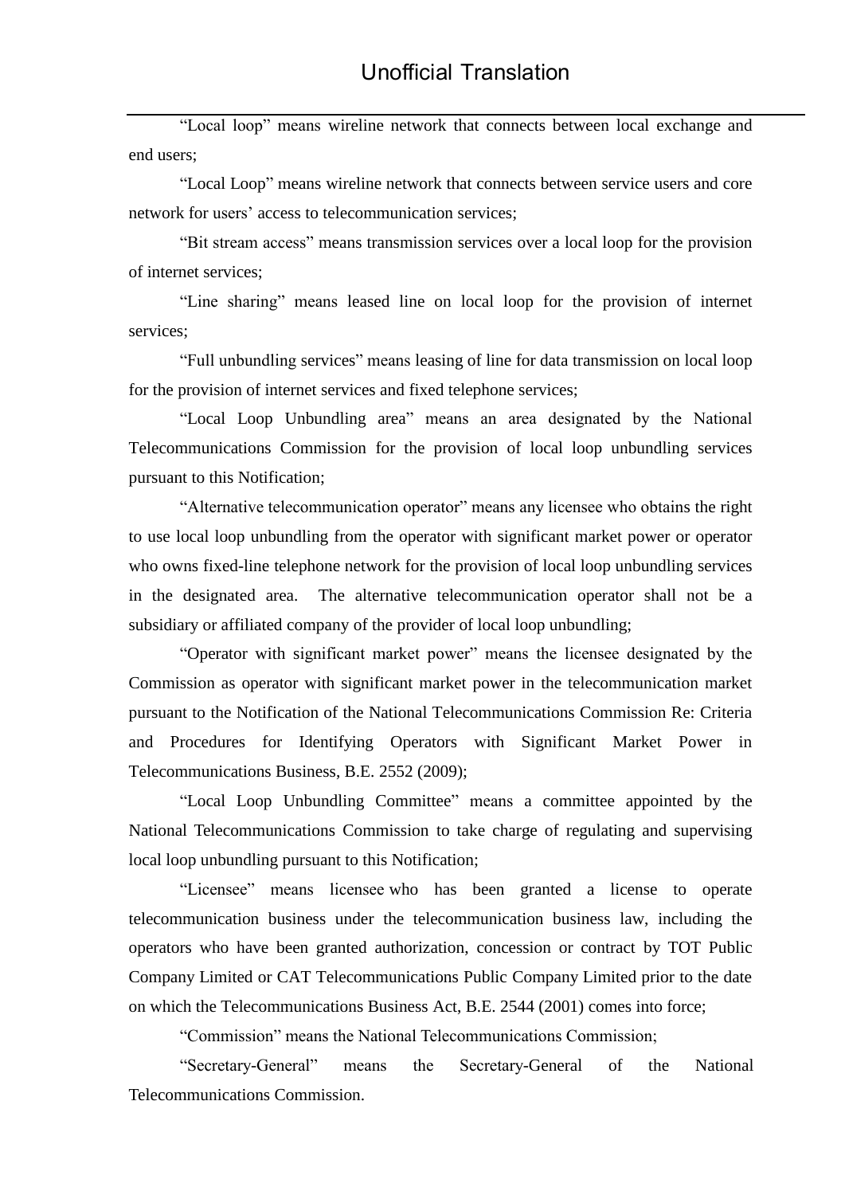"Local loop" means wireline network that connects between local exchange and end users;

"Local Loop" means wireline network that connects between service users and core network for users' access to telecommunication services;

"Bit stream access" means transmission services over a local loop for the provision of internet services;

"Line sharing" means leased line on local loop for the provision of internet services;

"Full unbundling services" means leasing of line for data transmission on local loop for the provision of internet services and fixed telephone services;

"Local Loop Unbundling area" means an area designated by the National Telecommunications Commission for the provision of local loop unbundling services pursuant to this Notification;

"Alternative telecommunication operator" means any licensee who obtains the right to use local loop unbundling from the operator with significant market power or operator who owns fixed-line telephone network for the provision of local loop unbundling services in the designated area. The alternative telecommunication operator shall not be a subsidiary or affiliated company of the provider of local loop unbundling;

"Operator with significant market power" means the licensee designated by the Commission as operator with significant market power in the telecommunication market pursuant to the Notification of the National Telecommunications Commission Re: Criteria and Procedures for Identifying Operators with Significant Market Power in Telecommunications Business, B.E. 2552 (2009);

"Local Loop Unbundling Committee" means a committee appointed by the National Telecommunications Commission to take charge of regulating and supervising local loop unbundling pursuant to this Notification;

"Licensee" means licensee who has been granted a license to operate telecommunication business under the telecommunication business law, including the operators who have been granted authorization, concession or contract by TOT Public Company Limited or CAT Telecommunications Public Company Limited prior to the date on which the Telecommunications Business Act, B.E. 2544 (2001) comes into force;

"Commission" means the National Telecommunications Commission;

"Secretary-General" means the Secretary-General of the National Telecommunications Commission.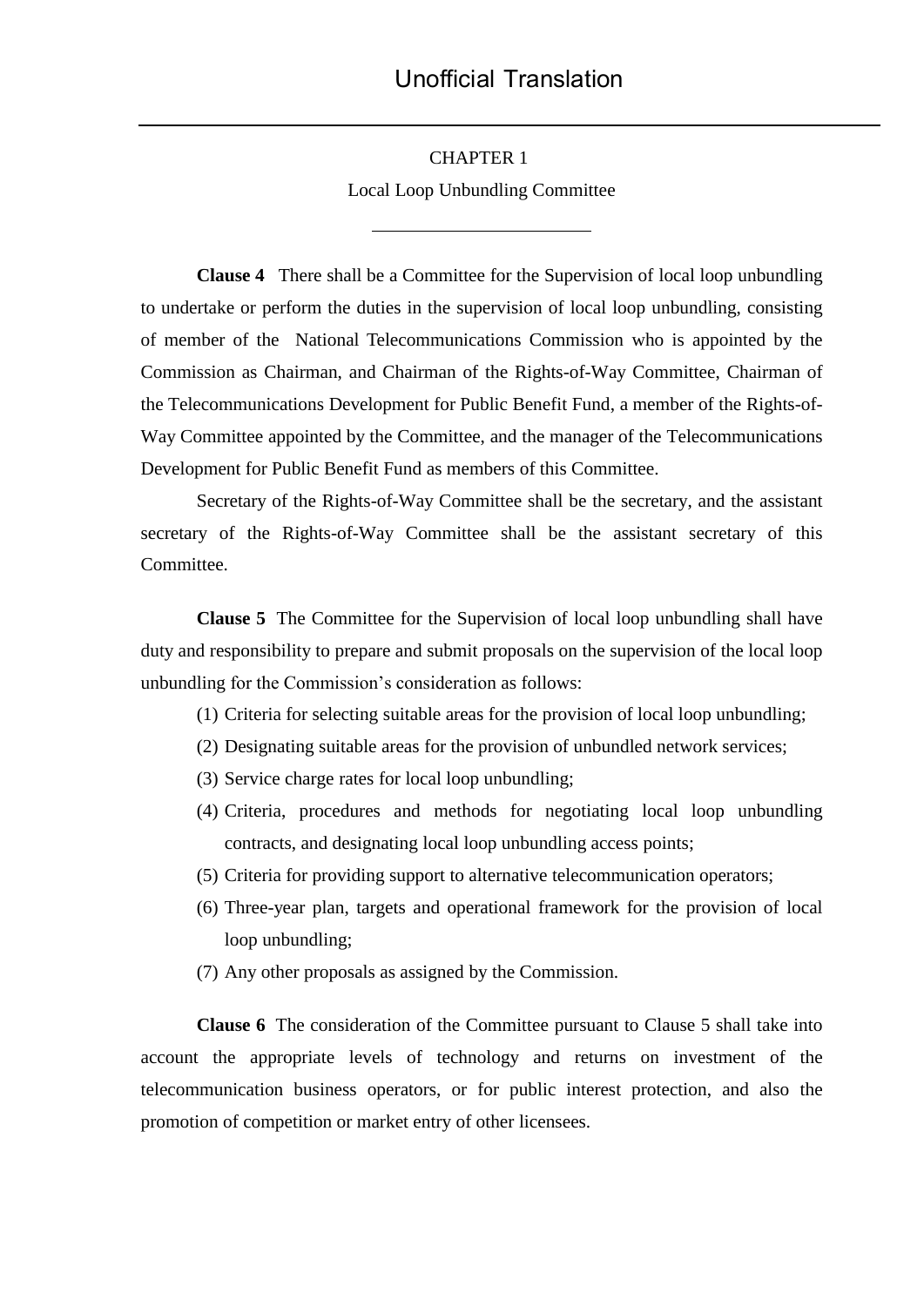Unofficial Translation

## CHAPTER 1

## Local Loop Unbundling Committee

**Clause 4** There shall be a Committee for the Supervision of local loop unbundling to undertake or perform the duties in the supervision of local loop unbundling, consisting of member of the National Telecommunications Commission who is appointed by the Commission as Chairman, and Chairman of the Rights-of-Way Committee, Chairman of the Telecommunications Development for Public Benefit Fund, a member of the Rights-of-Way Committee appointed by the Committee, and the manager of the Telecommunications Development for Public Benefit Fund as members of this Committee.

Secretary of the Rights-of-Way Committee shall be the secretary, and the assistant secretary of the Rights-of-Way Committee shall be the assistant secretary of this Committee.

**Clause 5** The Committee for the Supervision of local loop unbundling shall have duty and responsibility to prepare and submit proposals on the supervision of the local loop unbundling for the Commission's consideration as follows:

(1) Criteria for selecting suitable areas for the provision of local loop unbundling;

(2) Designating suitable areas for the provision of unbundled network services;

(3) Service charge rates for local loop unbundling;

(4) Criteria, procedures and methods for negotiating local loop unbundling contracts, and designating local loop unbundling access points;

(5) Criteria for providing support to alternative telecommunication operators;

(6) Three-year plan, targets and operational framework for the provision of local loop unbundling;

(7) Any other proposals as assigned by the Commission.

**Clause 6** The consideration of the Committee pursuant to Clause 5 shall take into account the appropriate levels of technology and returns on investment of the telecommunication business operators, or for public interest protection, and also the promotion of competition or market entry of other licensees.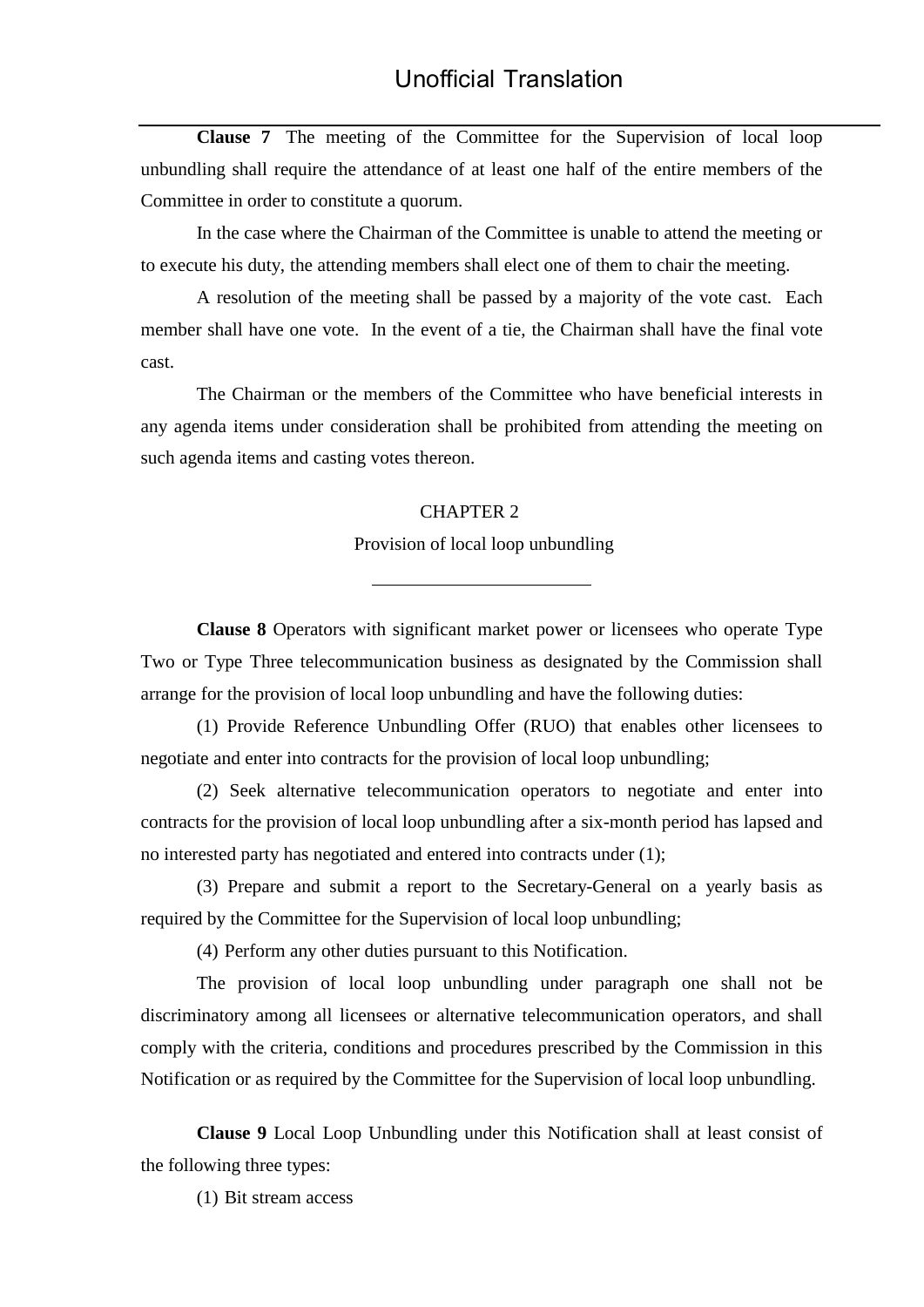**Clause 7** The meeting of the Committee for the Supervision of local loop unbundling shall require the attendance of at least one half of the entire members of the Committee in order to constitute a quorum.

In the case where the Chairman of the Committee is unable to attend the meeting or to execute his duty, the attending members shall elect one of them to chair the meeting.

A resolution of the meeting shall be passed by a majority of the vote cast. Each member shall have one vote. In the event of a tie, the Chairman shall have the final vote cast.

The Chairman or the members of the Committee who have beneficial interests in any agenda items under consideration shall be prohibited from attending the meeting on such agenda items and casting votes thereon.

## CHAPTER 2

## Provision of local loop unbundling

---

**Clause 8** Operators with significant market power or licensees who operate Type Two or Type Three telecommunication business as designated by the Commission shall arrange for the provision of local loop unbundling and have the following duties:

(1) Provide Reference Unbundling Offer (RUO) that enables other licensees to negotiate and enter into contracts for the provision of local loop unbundling;

(2) Seek alternative telecommunication operators to negotiate and enter into contracts for the provision of local loop unbundling after a six-month period has lapsed and no interested party has negotiated and entered into contracts under (1);

(3) Prepare and submit a report to the Secretary-General on a yearly basis as required by the Committee for the Supervision of local loop unbundling;

(4) Perform any other duties pursuant to this Notification.

The provision of local loop unbundling under paragraph one shall not be discriminatory among all licensees or alternative telecommunication operators, and shall comply with the criteria, conditions and procedures prescribed by the Commission in this Notification or as required by the Committee for the Supervision of local loop unbundling.

**Clause 9** Local Loop Unbundling under this Notification shall at least consist of the following three types:

(1) Bit stream access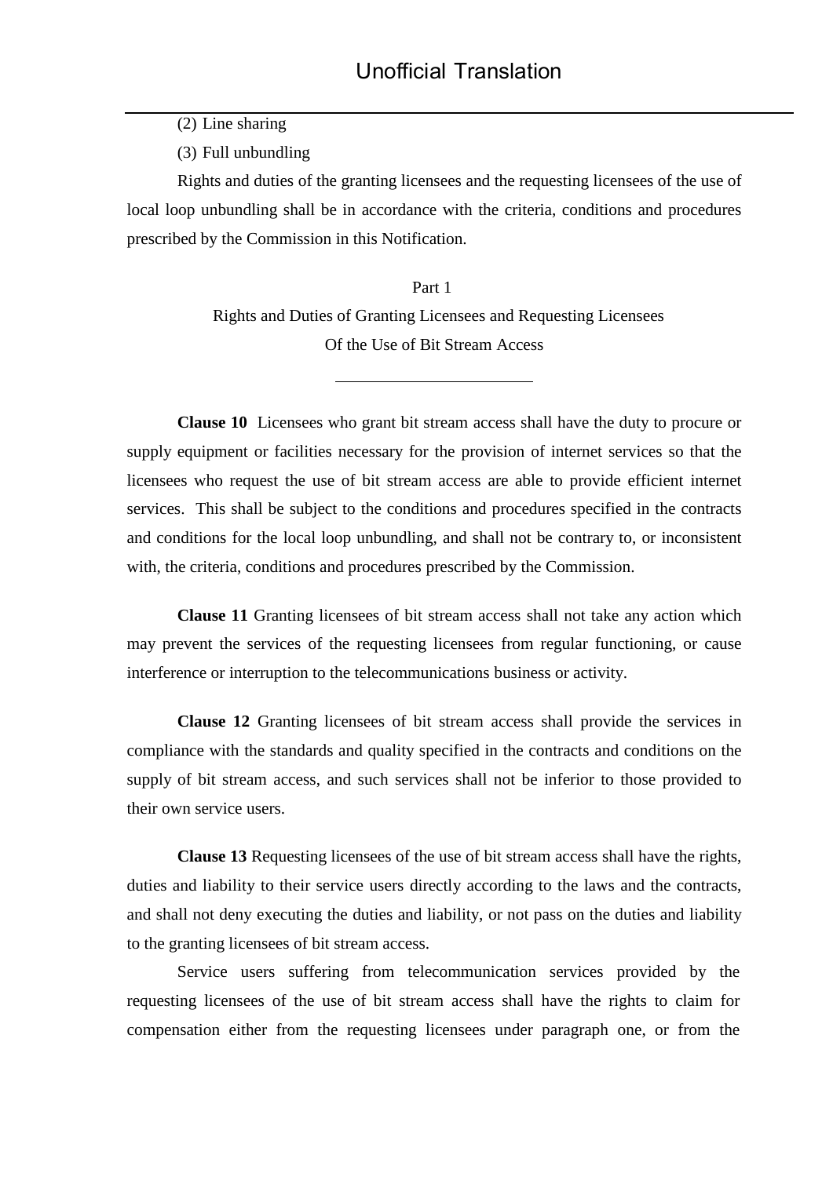(2) Line sharing

(3) Full unbundling

Rights and duties of the granting licensees and the requesting licensees of the use of local loop unbundling shall be in accordance with the criteria, conditions and procedures prescribed by the Commission in this Notification.

## Part 1
## Rights and Duties of Granting Licensees and Requesting Licensees Of the Use of Bit Stream Access

**Clause 10** Licensees who grant bit stream access shall have the duty to procure or supply equipment or facilities necessary for the provision of internet services so that the licensees who request the use of bit stream access are able to provide efficient internet services. This shall be subject to the conditions and procedures specified in the contracts and conditions for the local loop unbundling, and shall not be contrary to, or inconsistent with, the criteria, conditions and procedures prescribed by the Commission.

**Clause 11** Granting licensees of bit stream access shall not take any action which may prevent the services of the requesting licensees from regular functioning, or cause interference or interruption to the telecommunications business or activity.

**Clause 12** Granting licensees of bit stream access shall provide the services in compliance with the standards and quality specified in the contracts and conditions on the supply of bit stream access, and such services shall not be inferior to those provided to their own service users.

**Clause 13** Requesting licensees of the use of bit stream access shall have the rights, duties and liability to their service users directly according to the laws and the contracts, and shall not deny executing the duties and liability, or not pass on the duties and liability to the granting licensees of bit stream access.

Service users suffering from telecommunication services provided by the requesting licensees of the use of bit stream access shall have the rights to claim for compensation either from the requesting licensees under paragraph one, or from the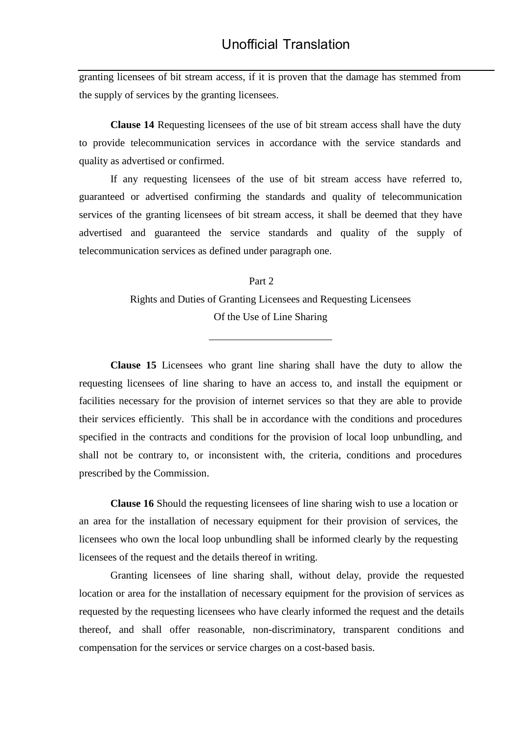granting licensees of bit stream access, if it is proven that the damage has stemmed from the supply of services by the granting licensees.

**Clause 14** Requesting licensees of the use of bit stream access shall have the duty to provide telecommunication services in accordance with the service standards and quality as advertised or confirmed.

If any requesting licensees of the use of bit stream access have referred to, guaranteed or advertised confirming the standards and quality of telecommunication services of the granting licensees of bit stream access, it shall be deemed that they have advertised and guaranteed the service standards and quality of the supply of telecommunication services as defined under paragraph one.

## Part 2
## Rights and Duties of Granting Licensees and Requesting Licensees Of the Use of Line Sharing

---

**Clause 15** Licensees who grant line sharing shall have the duty to allow the requesting licensees of line sharing to have an access to, and install the equipment or facilities necessary for the provision of internet services so that they are able to provide their services efficiently. This shall be in accordance with the conditions and procedures specified in the contracts and conditions for the provision of local loop unbundling, and shall not be contrary to, or inconsistent with, the criteria, conditions and procedures prescribed by the Commission.

**Clause 16** Should the requesting licensees of line sharing wish to use a location or an area for the installation of necessary equipment for their provision of services, the licensees who own the local loop unbundling shall be informed clearly by the requesting licensees of the request and the details thereof in writing.

Granting licensees of line sharing shall, without delay, provide the requested location or area for the installation of necessary equipment for the provision of services as requested by the requesting licensees who have clearly informed the request and the details thereof, and shall offer reasonable, non-discriminatory, transparent conditions and compensation for the services or service charges on a cost-based basis.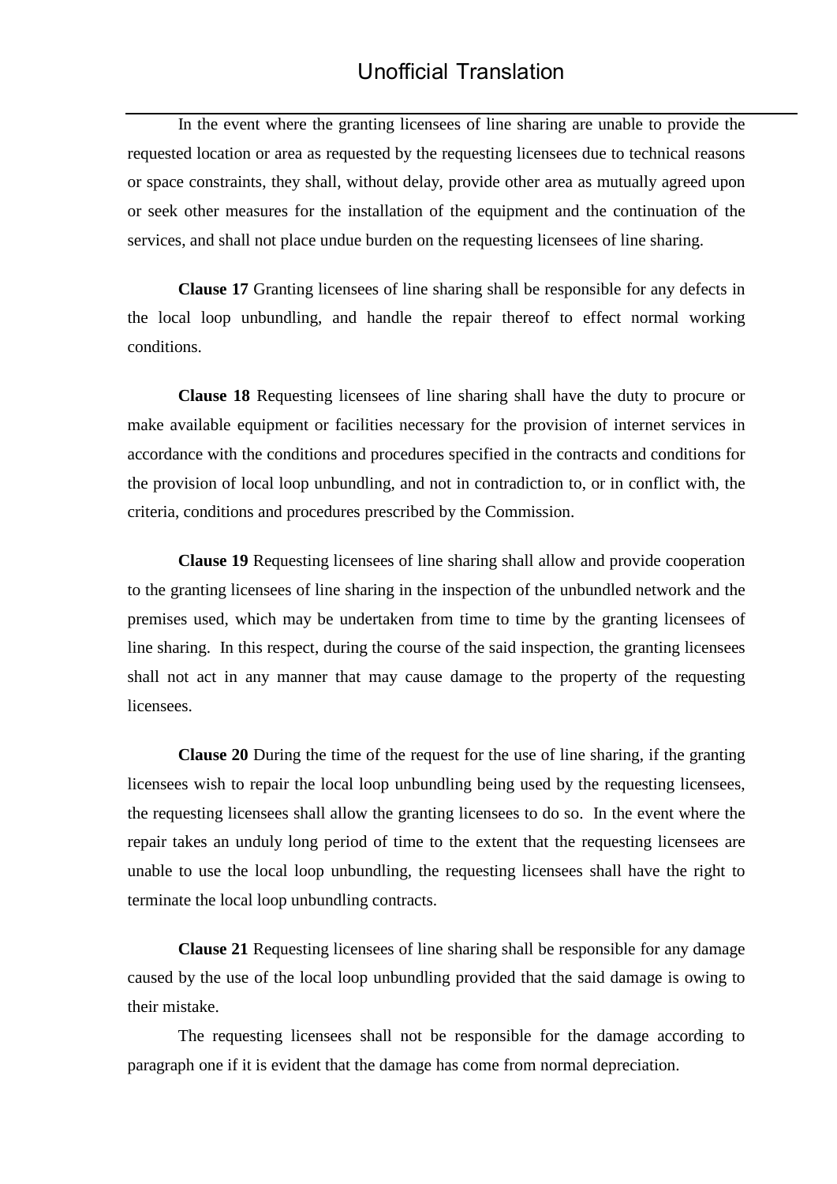In the event where the granting licensees of line sharing are unable to provide the requested location or area as requested by the requesting licensees due to technical reasons or space constraints, they shall, without delay, provide other area as mutually agreed upon or seek other measures for the installation of the equipment and the continuation of the services, and shall not place undue burden on the requesting licensees of line sharing.

**Clause 17** Granting licensees of line sharing shall be responsible for any defects in the local loop unbundling, and handle the repair thereof to effect normal working conditions.

**Clause 18** Requesting licensees of line sharing shall have the duty to procure or make available equipment or facilities necessary for the provision of internet services in accordance with the conditions and procedures specified in the contracts and conditions for the provision of local loop unbundling, and not in contradiction to, or in conflict with, the criteria, conditions and procedures prescribed by the Commission.

**Clause 19** Requesting licensees of line sharing shall allow and provide cooperation to the granting licensees of line sharing in the inspection of the unbundled network and the premises used, which may be undertaken from time to time by the granting licensees of line sharing. In this respect, during the course of the said inspection, the granting licensees shall not act in any manner that may cause damage to the property of the requesting licensees.

**Clause 20** During the time of the request for the use of line sharing, if the granting licensees wish to repair the local loop unbundling being used by the requesting licensees, the requesting licensees shall allow the granting licensees to do so. In the event where the repair takes an unduly long period of time to the extent that the requesting licensees are unable to use the local loop unbundling, the requesting licensees shall have the right to terminate the local loop unbundling contracts.

**Clause 21** Requesting licensees of line sharing shall be responsible for any damage caused by the use of the local loop unbundling provided that the said damage is owing to their mistake.

The requesting licensees shall not be responsible for the damage according to paragraph one if it is evident that the damage has come from normal depreciation.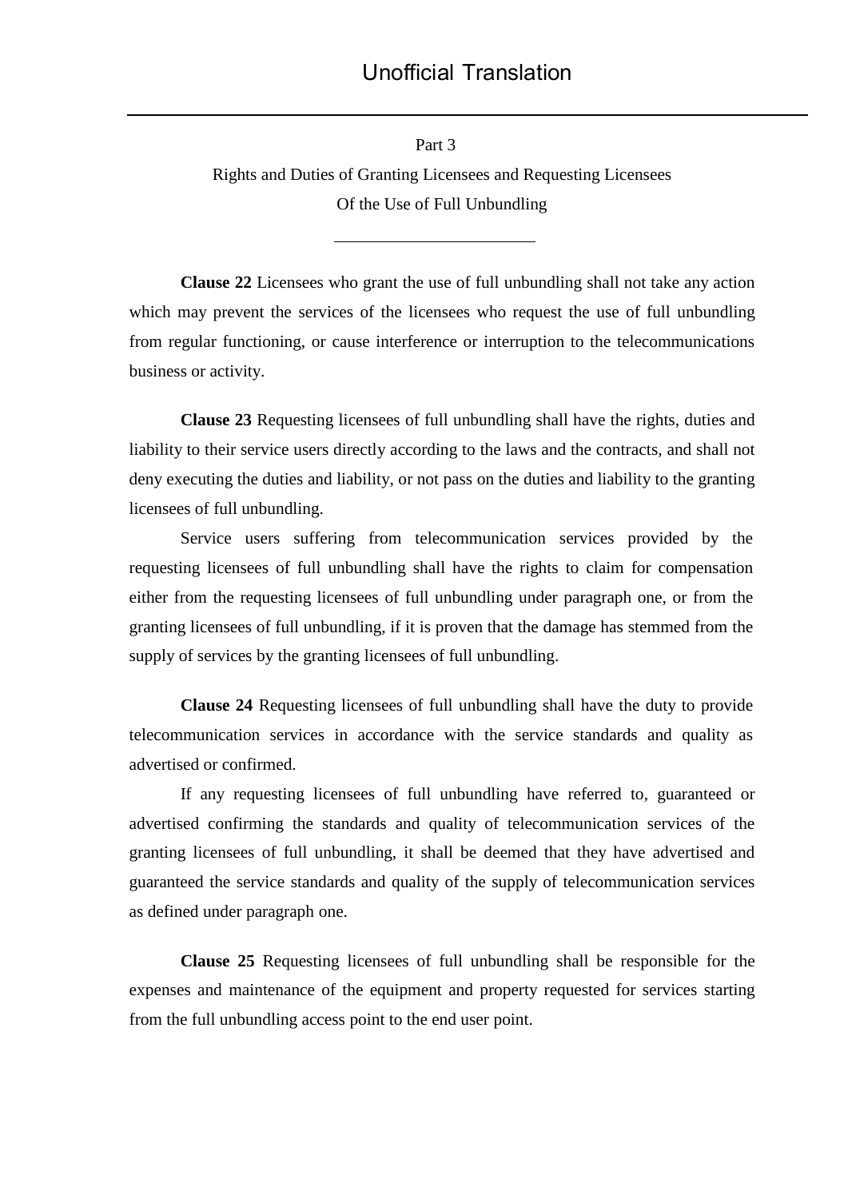## Part 3

## Rights and Duties of Granting Licensees and Requesting Licensees Of the Use of Full Unbundling

**Clause 22** Licensees who grant the use of full unbundling shall not take any action which may prevent the services of the licensees who request the use of full unbundling from regular functioning, or cause interference or interruption to the telecommunications business or activity.

**Clause 23** Requesting licensees of full unbundling shall have the rights, duties and liability to their service users directly according to the laws and the contracts, and shall not deny executing the duties and liability, or not pass on the duties and liability to the granting licensees of full unbundling.

Service users suffering from telecommunication services provided by the requesting licensees of full unbundling shall have the rights to claim for compensation either from the requesting licensees of full unbundling under paragraph one, or from the granting licensees of full unbundling, if it is proven that the damage has stemmed from the supply of services by the granting licensees of full unbundling.

**Clause 24** Requesting licensees of full unbundling shall have the duty to provide telecommunication services in accordance with the service standards and quality as advertised or confirmed.

If any requesting licensees of full unbundling have referred to, guaranteed or advertised confirming the standards and quality of telecommunication services of the granting licensees of full unbundling, it shall be deemed that they have advertised and guaranteed the service standards and quality of the supply of telecommunication services as defined under paragraph one.

**Clause 25** Requesting licensees of full unbundling shall be responsible for the expenses and maintenance of the equipment and property requested for services starting from the full unbundling access point to the end user point.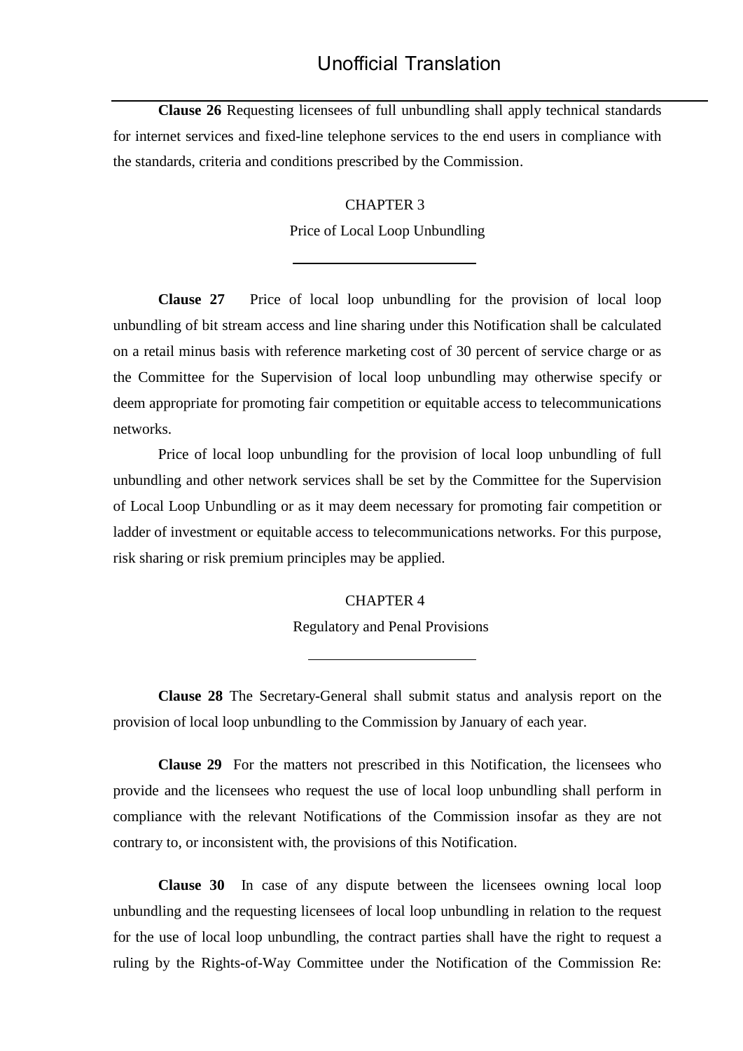**Clause 26** Requesting licensees of full unbundling shall apply technical standards for internet services and fixed-line telephone services to the end users in compliance with the standards, criteria and conditions prescribed by the Commission.

## CHAPTER 3

## Price of Local Loop Unbundling

**Clause 27** Price of local loop unbundling for the provision of local loop unbundling of bit stream access and line sharing under this Notification shall be calculated on a retail minus basis with reference marketing cost of 30 percent of service charge or as the Committee for the Supervision of local loop unbundling may otherwise specify or deem appropriate for promoting fair competition or equitable access to telecommunications networks.

Price of local loop unbundling for the provision of local loop unbundling of full unbundling and other network services shall be set by the Committee for the Supervision of Local Loop Unbundling or as it may deem necessary for promoting fair competition or ladder of investment or equitable access to telecommunications networks. For this purpose, risk sharing or risk premium principles may be applied.

## CHAPTER 4

## Regulatory and Penal Provisions

**Clause 28** The Secretary-General shall submit status and analysis report on the provision of local loop unbundling to the Commission by January of each year.

**Clause 29** For the matters not prescribed in this Notification, the licensees who provide and the licensees who request the use of local loop unbundling shall perform in compliance with the relevant Notifications of the Commission insofar as they are not contrary to, or inconsistent with, the provisions of this Notification.

**Clause 30** In case of any dispute between the licensees owning local loop unbundling and the requesting licensees of local loop unbundling in relation to the request for the use of local loop unbundling, the contract parties shall have the right to request a ruling by the Rights-of-Way Committee under the Notification of the Commission Re: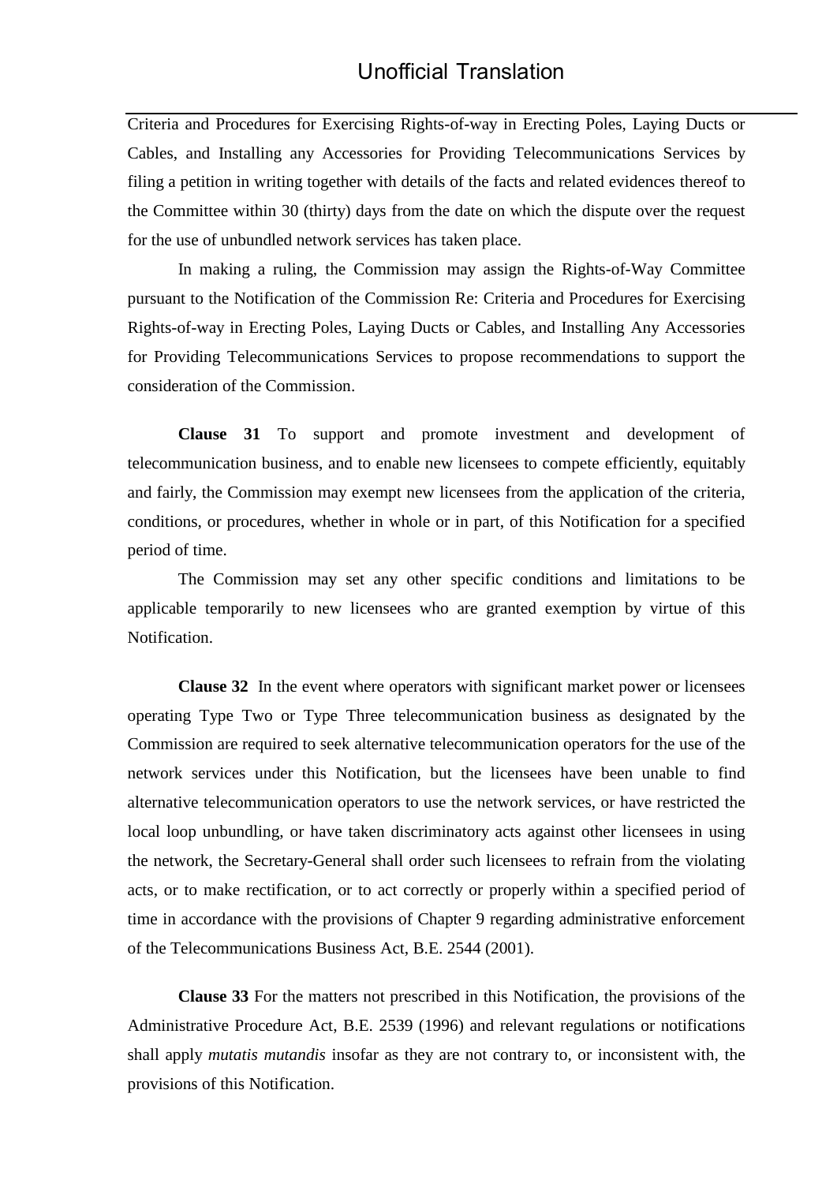Criteria and Procedures for Exercising Rights-of-way in Erecting Poles, Laying Ducts or Cables, and Installing any Accessories for Providing Telecommunications Services by filing a petition in writing together with details of the facts and related evidences thereof to the Committee within 30 (thirty) days from the date on which the dispute over the request for the use of unbundled network services has taken place.

In making a ruling, the Commission may assign the Rights-of-Way Committee pursuant to the Notification of the Commission Re: Criteria and Procedures for Exercising Rights-of-way in Erecting Poles, Laying Ducts or Cables, and Installing Any Accessories for Providing Telecommunications Services to propose recommendations to support the consideration of the Commission.

**Clause 31** To support and promote investment and development of telecommunication business, and to enable new licensees to compete efficiently, equitably and fairly, the Commission may exempt new licensees from the application of the criteria, conditions, or procedures, whether in whole or in part, of this Notification for a specified period of time.

The Commission may set any other specific conditions and limitations to be applicable temporarily to new licensees who are granted exemption by virtue of this Notification.

**Clause 32** In the event where operators with significant market power or licensees operating Type Two or Type Three telecommunication business as designated by the Commission are required to seek alternative telecommunication operators for the use of the network services under this Notification, but the licensees have been unable to find alternative telecommunication operators to use the network services, or have restricted the local loop unbundling, or have taken discriminatory acts against other licensees in using the network, the Secretary-General shall order such licensees to refrain from the violating acts, or to make rectification, or to act correctly or properly within a specified period of time in accordance with the provisions of Chapter 9 regarding administrative enforcement of the Telecommunications Business Act, B.E. 2544 (2001).

**Clause 33** For the matters not prescribed in this Notification, the provisions of the Administrative Procedure Act, B.E. 2539 (1996) and relevant regulations or notifications shall apply *mutatis mutandis* insofar as they are not contrary to, or inconsistent with, the provisions of this Notification.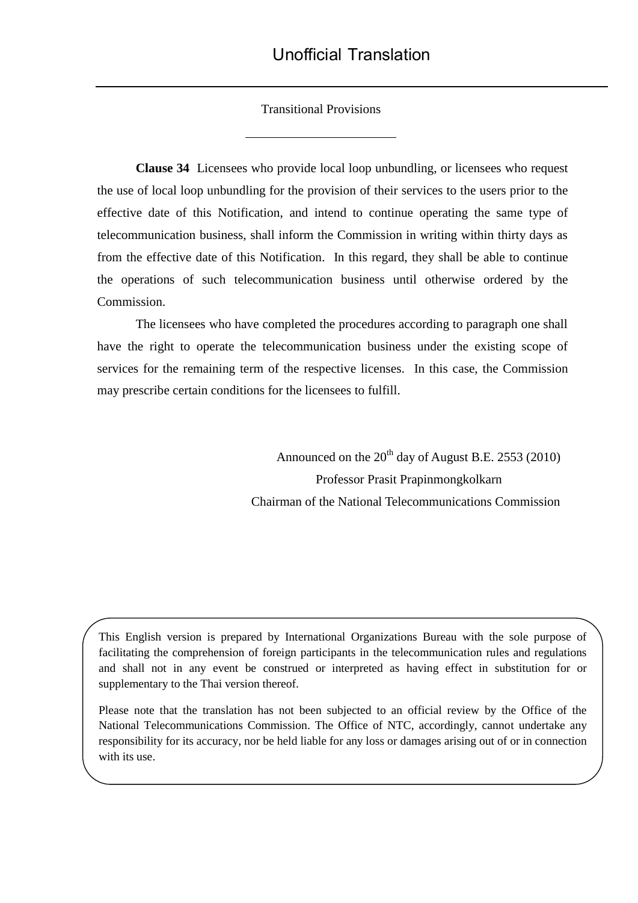## Transitional Provisions

**Clause 34** Licensees who provide local loop unbundling, or licensees who request the use of local loop unbundling for the provision of their services to the users prior to the effective date of this Notification, and intend to continue operating the same type of telecommunication business, shall inform the Commission in writing within thirty days as from the effective date of this Notification. In this regard, they shall be able to continue the operations of such telecommunication business until otherwise ordered by the Commission.

The licensees who have completed the procedures according to paragraph one shall have the right to operate the telecommunication business under the existing scope of services for the remaining term of the respective licenses. In this case, the Commission may prescribe certain conditions for the licensees to fulfill.

Announced on the 20th day of August B.E. 2553 (2010)

Professor Prasit Prapinmongkolkarn

Chairman of the National Telecommunications Commission

This English version is prepared by International Organizations Bureau with the sole purpose of facilitating the comprehension of foreign participants in the telecommunication rules and regulations and shall not in any event be construed or interpreted as having effect in substitution for or supplementary to the Thai version thereof.

Please note that the translation has not been subjected to an official review by the Office of the National Telecommunications Commission. The Office of NTC, accordingly, cannot undertake any responsibility for its accuracy, nor be held liable for any loss or damages arising out of or in connection with its use.